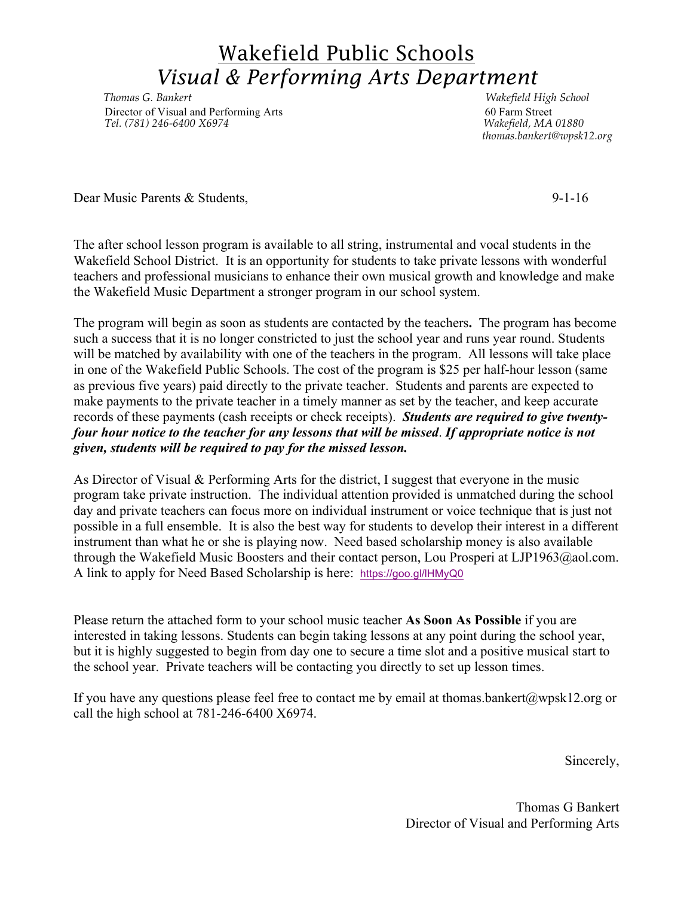# Wakefield Public Schools

## *Visual & Performing Arts Department*

*Thomas G. Bankert*
Director of Visual and Performing Arts
*Tel. (781) 246-6400 X6974*

*Wakefield High School*
60 Farm Street
*Wakefield, MA 01880*
*thomas.bankert@wpsk12.org*

Dear Music Parents & Students, 9-1-16

The after school lesson program is available to all string, instrumental and vocal students in the Wakefield School District. It is an opportunity for students to take private lessons with wonderful teachers and professional musicians to enhance their own musical growth and knowledge and make the Wakefield Music Department a stronger program in our school system.

The program will begin as soon as students are contacted by the teachers**.** The program has become such a success that it is no longer constricted to just the school year and runs year round. Students will be matched by availability with one of the teachers in the program. All lessons will take place in one of the Wakefield Public Schools. The cost of the program is $25 per half-hour lesson (same as previous five years) paid directly to the private teacher. Students and parents are expected to make payments to the private teacher in a timely manner as set by the teacher, and keep accurate records of these payments (cash receipts or check receipts). ***Students are required to give twenty-four hour notice to the teacher for any lessons that will be missed*. *If appropriate notice is not given, students will be required to pay for the missed lesson.***

As Director of Visual & Performing Arts for the district, I suggest that everyone in the music program take private instruction. The individual attention provided is unmatched during the school day and private teachers can focus more on individual instrument or voice technique that is just not possible in a full ensemble. It is also the best way for students to develop their interest in a different instrument than what he or she is playing now. Need based scholarship money is also available through the Wakefield Music Boosters and their contact person, Lou Prosperi at LJP1963@aol.com. A link to apply for Need Based Scholarship is here: https://goo.gl/lHMyQ0

Please return the attached form to your school music teacher **As Soon As Possible** if you are interested in taking lessons. Students can begin taking lessons at any point during the school year, but it is highly suggested to begin from day one to secure a time slot and a positive musical start to the school year. Private teachers will be contacting you directly to set up lesson times.

If you have any questions please feel free to contact me by email at thomas.bankert@wpsk12.org or call the high school at 781-246-6400 X6974.

Sincerely,

Thomas G Bankert
Director of Visual and Performing Arts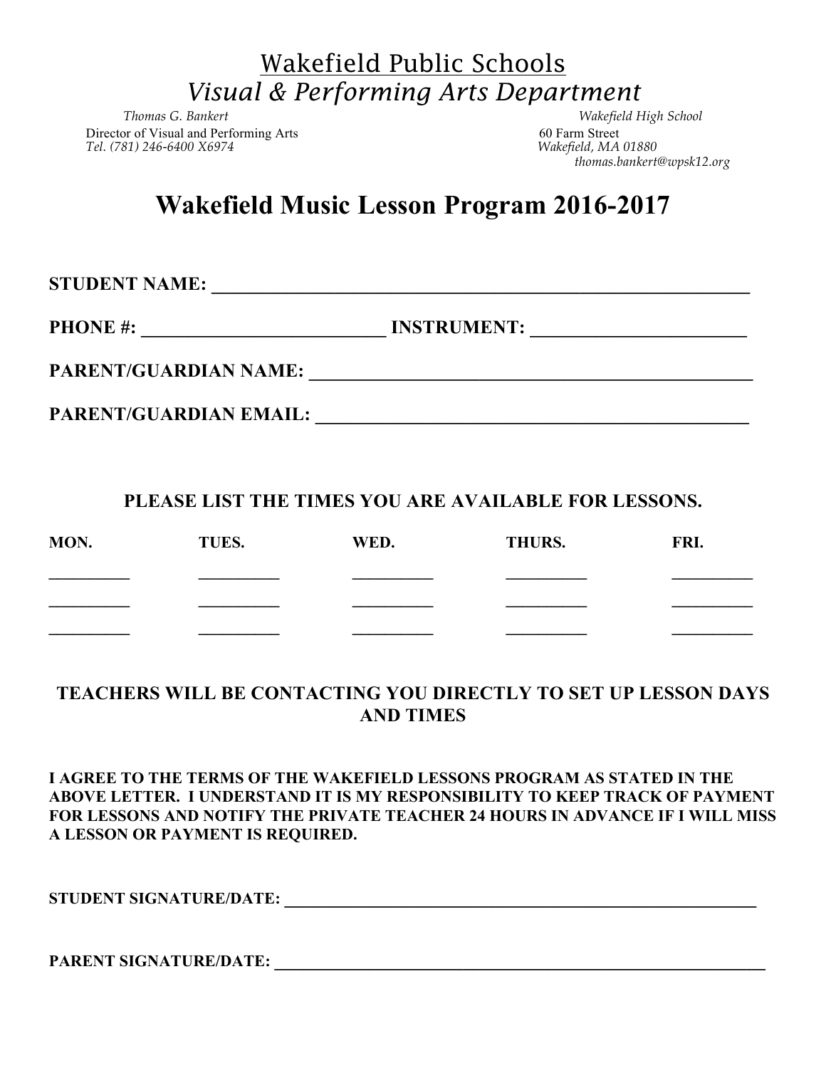# Wakefield Public Schools
## *Visual & Performing Arts Department*

*Thomas G. Bankert*
Director of Visual and Performing Arts
*Tel. (781) 246-6400 X6974*

*Wakefield High School*
60 Farm Street
*Wakefield, MA 01880*
*thomas.bankert@wpsk12.org*

# Wakefield Music Lesson Program 2016-2017

**STUDENT NAME:** ___________________________________________________________

**PHONE #:** __________________________ **INSTRUMENT:** _______________________

**PARENT/GUARDIAN NAME:** _______________________________________________

**PARENT/GUARDIAN EMAIL:** ______________________________________________

### PLEASE LIST THE TIMES YOU ARE AVAILABLE FOR LESSONS.

| MON. | TUES. | WED. | THURS. | FRI. |
|---|---|---|---|---|
| _________ | _________ | _________ | _________ | _________ |
| _________ | _________ | _________ | _________ | _________ |
| _________ | _________ | _________ | _________ | _________ |

### TEACHERS WILL BE CONTACTING YOU DIRECTLY TO SET UP LESSON DAYS AND TIMES

**I AGREE TO THE TERMS OF THE WAKEFIELD LESSONS PROGRAM AS STATED IN THE ABOVE LETTER. I UNDERSTAND IT IS MY RESPONSIBILITY TO KEEP TRACK OF PAYMENT FOR LESSONS AND NOTIFY THE PRIVATE TEACHER 24 HOURS IN ADVANCE IF I WILL MISS A LESSON OR PAYMENT IS REQUIRED.**

**STUDENT SIGNATURE/DATE:** _______________________________________________

**PARENT SIGNATURE/DATE:** ________________________________________________